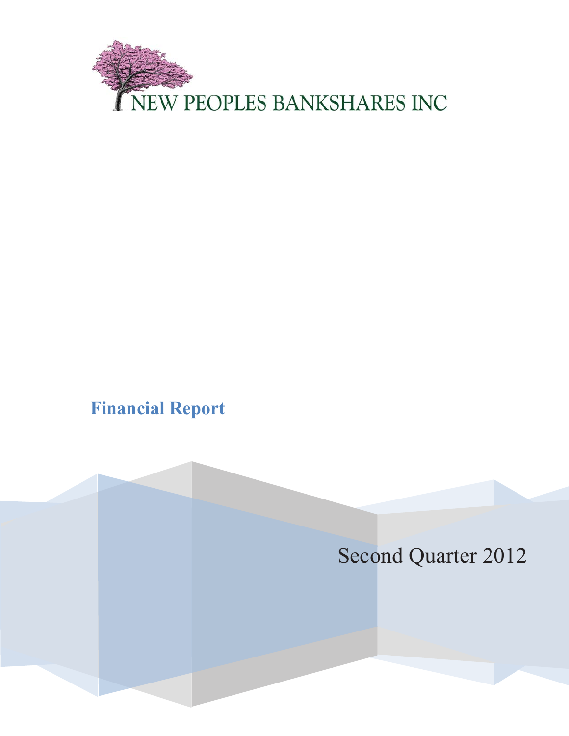NEW PEOPLES BANKSHARES INC

# Financial Report

Second Quarter 2012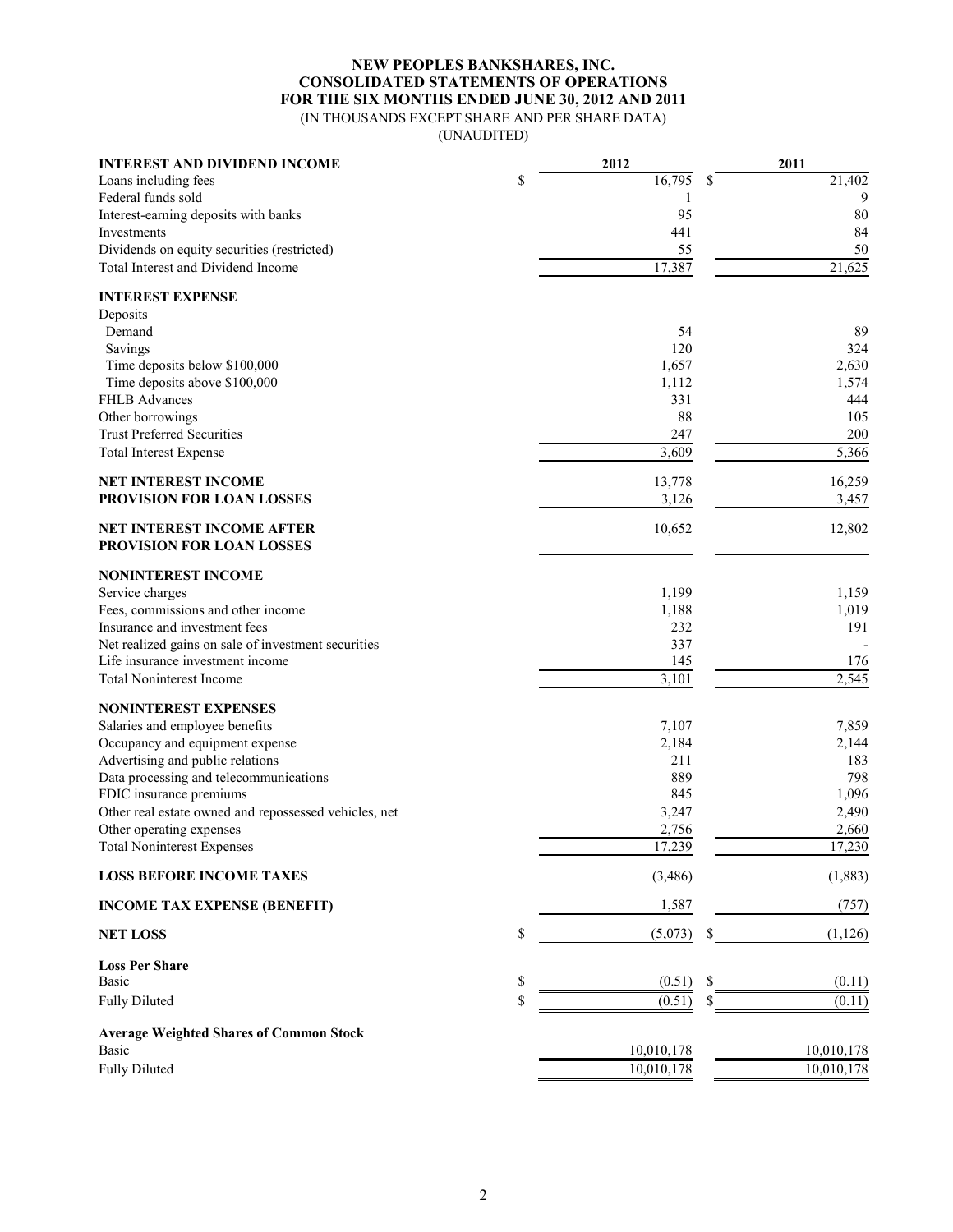**NEW PEOPLES BANKSHARES, INC.**
**CONSOLIDATED STATEMENTS OF OPERATIONS**
**FOR THE SIX MONTHS ENDED JUNE 30, 2012 AND 2011**
(IN THOUSANDS EXCEPT SHARE AND PER SHARE DATA)
(UNAUDITED)

| | 2012 | 2011 |
|---|---|---|
| **INTEREST AND DIVIDEND INCOME** | | |
| Loans including fees | $ 16,795 | $ 21,402 |
| Federal funds sold | 1 | 9 |
| Interest-earning deposits with banks | 95 | 80 |
| Investments | 441 | 84 |
| Dividends on equity securities (restricted) | 55 | 50 |
| Total Interest and Dividend Income | 17,387 | 21,625 |
| **INTEREST EXPENSE** | | |
| Deposits | | |
| Demand | 54 | 89 |
| Savings | 120 | 324 |
| Time deposits below $100,000 | 1,657 | 2,630 |
| Time deposits above $100,000 | 1,112 | 1,574 |
| FHLB Advances | 331 | 444 |
| Other borrowings | 88 | 105 |
| Trust Preferred Securities | 247 | 200 |
| Total Interest Expense | 3,609 | 5,366 |
| **NET INTEREST INCOME** | 13,778 | 16,259 |
| **PROVISION FOR LOAN LOSSES** | 3,126 | 3,457 |
| **NET INTEREST INCOME AFTER PROVISION FOR LOAN LOSSES** | 10,652 | 12,802 |
| **NONINTEREST INCOME** | | |
| Service charges | 1,199 | 1,159 |
| Fees, commissions and other income | 1,188 | 1,019 |
| Insurance and investment fees | 232 | 191 |
| Net realized gains on sale of investment securities | 337 | - |
| Life insurance investment income | 145 | 176 |
| Total Noninterest Income | 3,101 | 2,545 |
| **NONINTEREST EXPENSES** | | |
| Salaries and employee benefits | 7,107 | 7,859 |
| Occupancy and equipment expense | 2,184 | 2,144 |
| Advertising and public relations | 211 | 183 |
| Data processing and telecommunications | 889 | 798 |
| FDIC insurance premiums | 845 | 1,096 |
| Other real estate owned and repossessed vehicles, net | 3,247 | 2,490 |
| Other operating expenses | 2,756 | 2,660 |
| Total Noninterest Expenses | 17,239 | 17,230 |
| **LOSS BEFORE INCOME TAXES** | (3,486) | (1,883) |
| **INCOME TAX EXPENSE (BENEFIT)** | 1,587 | (757) |
| **NET LOSS** | $ (5,073) | $ (1,126) |
| **Loss Per Share** | | |
| Basic | $ (0.51) | $ (0.11) |
| Fully Diluted | $ (0.51) | $ (0.11) |
| **Average Weighted Shares of Common Stock** | | |
| Basic | 10,010,178 | 10,010,178 |
| Fully Diluted | 10,010,178 | 10,010,178 |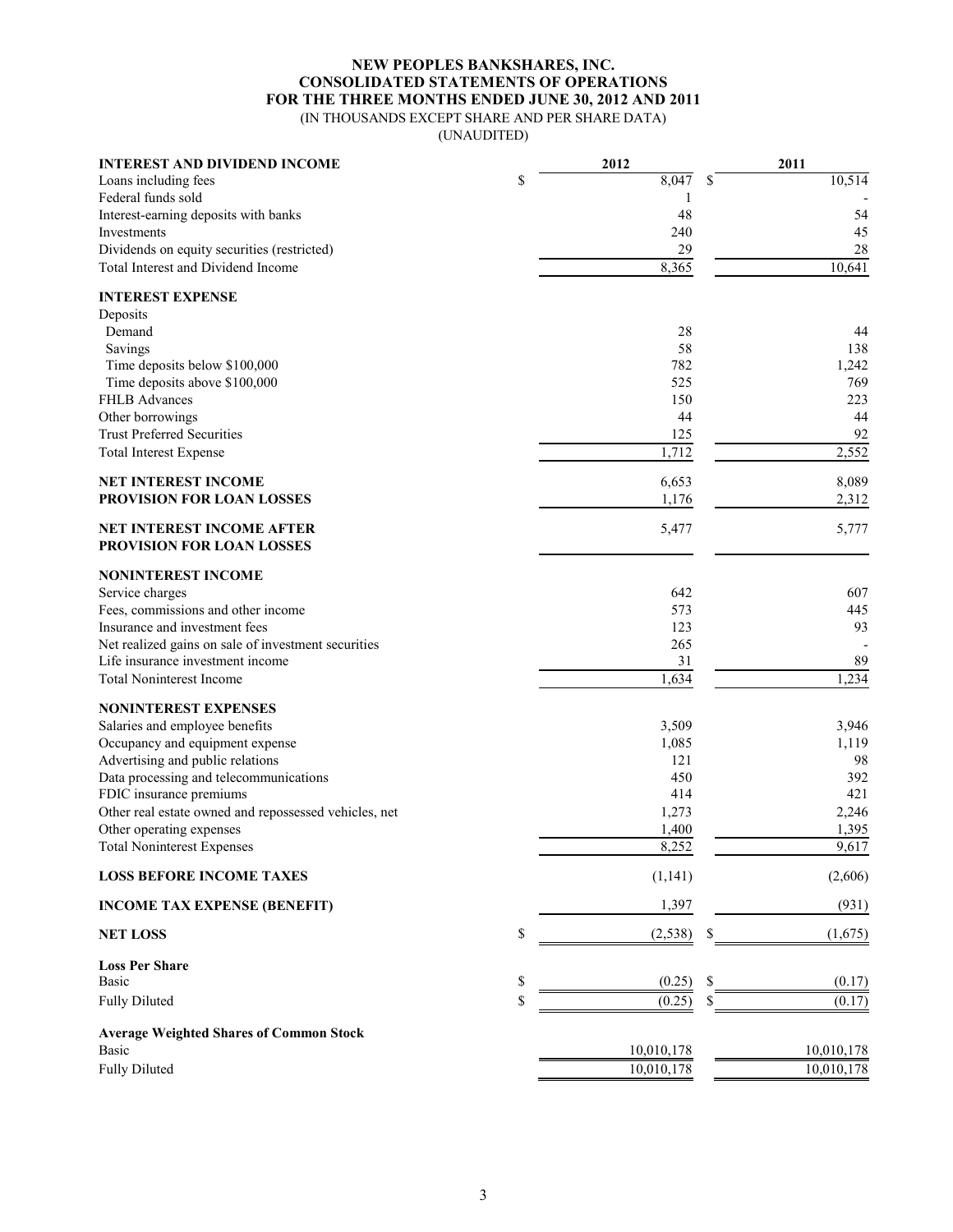# NEW PEOPLES BANKSHARES, INC.
## CONSOLIDATED STATEMENTS OF OPERATIONS
## FOR THE THREE MONTHS ENDED JUNE 30, 2012 AND 2011
(IN THOUSANDS EXCEPT SHARE AND PER SHARE DATA)
(UNAUDITED)

| | 2012 | 2011 |
|---|---|---|
| **INTEREST AND DIVIDEND INCOME** | | |
| Loans including fees | $ 8,047 | $ 10,514 |
| Federal funds sold | 1 | - |
| Interest-earning deposits with banks | 48 | 54 |
| Investments | 240 | 45 |
| Dividends on equity securities (restricted) | 29 | 28 |
| Total Interest and Dividend Income | 8,365 | 10,641 |
| **INTEREST EXPENSE** | | |
| Deposits | | |
| Demand | 28 | 44 |
| Savings | 58 | 138 |
| Time deposits below $100,000 | 782 | 1,242 |
| Time deposits above $100,000 | 525 | 769 |
| FHLB Advances | 150 | 223 |
| Other borrowings | 44 | 44 |
| Trust Preferred Securities | 125 | 92 |
| Total Interest Expense | 1,712 | 2,552 |
| **NET INTEREST INCOME** | 6,653 | 8,089 |
| **PROVISION FOR LOAN LOSSES** | 1,176 | 2,312 |
| **NET INTEREST INCOME AFTER PROVISION FOR LOAN LOSSES** | 5,477 | 5,777 |
| **NONINTEREST INCOME** | | |
| Service charges | 642 | 607 |
| Fees, commissions and other income | 573 | 445 |
| Insurance and investment fees | 123 | 93 |
| Net realized gains on sale of investment securities | 265 | - |
| Life insurance investment income | 31 | 89 |
| Total Noninterest Income | 1,634 | 1,234 |
| **NONINTEREST EXPENSES** | | |
| Salaries and employee benefits | 3,509 | 3,946 |
| Occupancy and equipment expense | 1,085 | 1,119 |
| Advertising and public relations | 121 | 98 |
| Data processing and telecommunications | 450 | 392 |
| FDIC insurance premiums | 414 | 421 |
| Other real estate owned and repossessed vehicles, net | 1,273 | 2,246 |
| Other operating expenses | 1,400 | 1,395 |
| Total Noninterest Expenses | 8,252 | 9,617 |
| **LOSS BEFORE INCOME TAXES** | (1,141) | (2,606) |
| **INCOME TAX EXPENSE (BENEFIT)** | 1,397 | (931) |
| **NET LOSS** | $ (2,538) | $ (1,675) |
| **Loss Per Share** | | |
| Basic | $ (0.25) | $ (0.17) |
| Fully Diluted | $ (0.25) | $ (0.17) |
| **Average Weighted Shares of Common Stock** | | |
| Basic | 10,010,178 | 10,010,178 |
| Fully Diluted | 10,010,178 | 10,010,178 |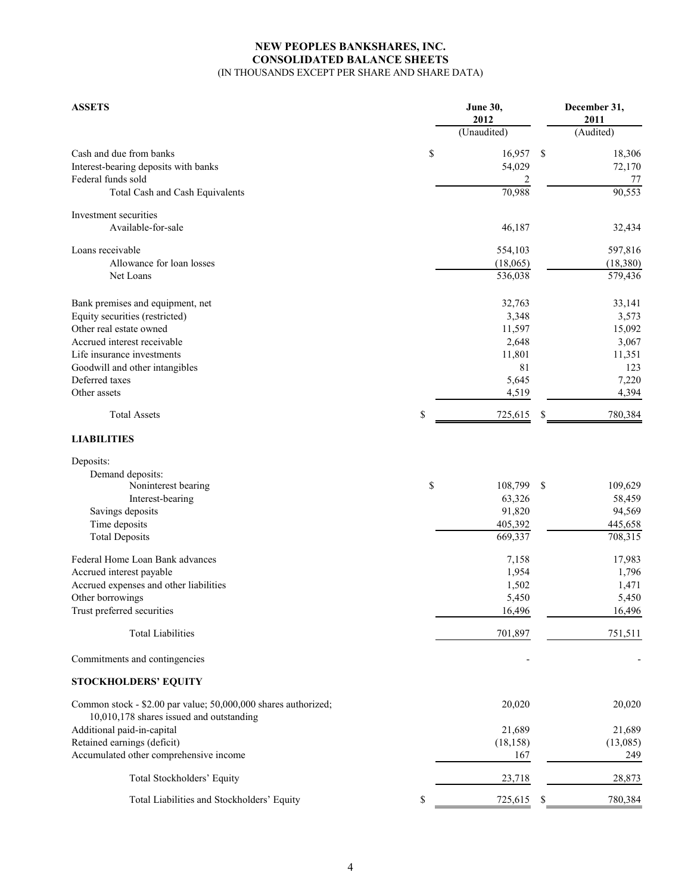**NEW PEOPLES BANKSHARES, INC.**
**CONSOLIDATED BALANCE SHEETS**
(IN THOUSANDS EXCEPT PER SHARE AND SHARE DATA)

| ASSETS | June 30, 2012 (Unaudited) | December 31, 2011 (Audited) |
|---|---|---|
| Cash and due from banks | $ 16,957 | $ 18,306 |
| Interest-bearing deposits with banks | 54,029 | 72,170 |
| Federal funds sold | 2 | 77 |
| Total Cash and Cash Equivalents | 70,988 | 90,553 |
| Investment securities | | |
| Available-for-sale | 46,187 | 32,434 |
| Loans receivable | 554,103 | 597,816 |
| Allowance for loan losses | (18,065) | (18,380) |
| Net Loans | 536,038 | 579,436 |
| Bank premises and equipment, net | 32,763 | 33,141 |
| Equity securities (restricted) | 3,348 | 3,573 |
| Other real estate owned | 11,597 | 15,092 |
| Accrued interest receivable | 2,648 | 3,067 |
| Life insurance investments | 11,801 | 11,351 |
| Goodwill and other intangibles | 81 | 123 |
| Deferred taxes | 5,645 | 7,220 |
| Other assets | 4,519 | 4,394 |
| Total Assets | $ 725,615 | $ 780,384 |
| **LIABILITIES** | | |
| Deposits: | | |
| Demand deposits: | | |
| Noninterest bearing | $ 108,799 | $ 109,629 |
| Interest-bearing | 63,326 | 58,459 |
| Savings deposits | 91,820 | 94,569 |
| Time deposits | 405,392 | 445,658 |
| Total Deposits | 669,337 | 708,315 |
| Federal Home Loan Bank advances | 7,158 | 17,983 |
| Accrued interest payable | 1,954 | 1,796 |
| Accrued expenses and other liabilities | 1,502 | 1,471 |
| Other borrowings | 5,450 | 5,450 |
| Trust preferred securities | 16,496 | 16,496 |
| Total Liabilities | 701,897 | 751,511 |
| Commitments and contingencies | - | - |
| **STOCKHOLDERS' EQUITY** | | |
| Common stock - $2.00 par value; 50,000,000 shares authorized; 10,010,178 shares issued and outstanding | 20,020 | 20,020 |
| Additional paid-in-capital | 21,689 | 21,689 |
| Retained earnings (deficit) | (18,158) | (13,085) |
| Accumulated other comprehensive income | 167 | 249 |
| Total Stockholders' Equity | 23,718 | 28,873 |
| Total Liabilities and Stockholders' Equity | $ 725,615 | $ 780,384 |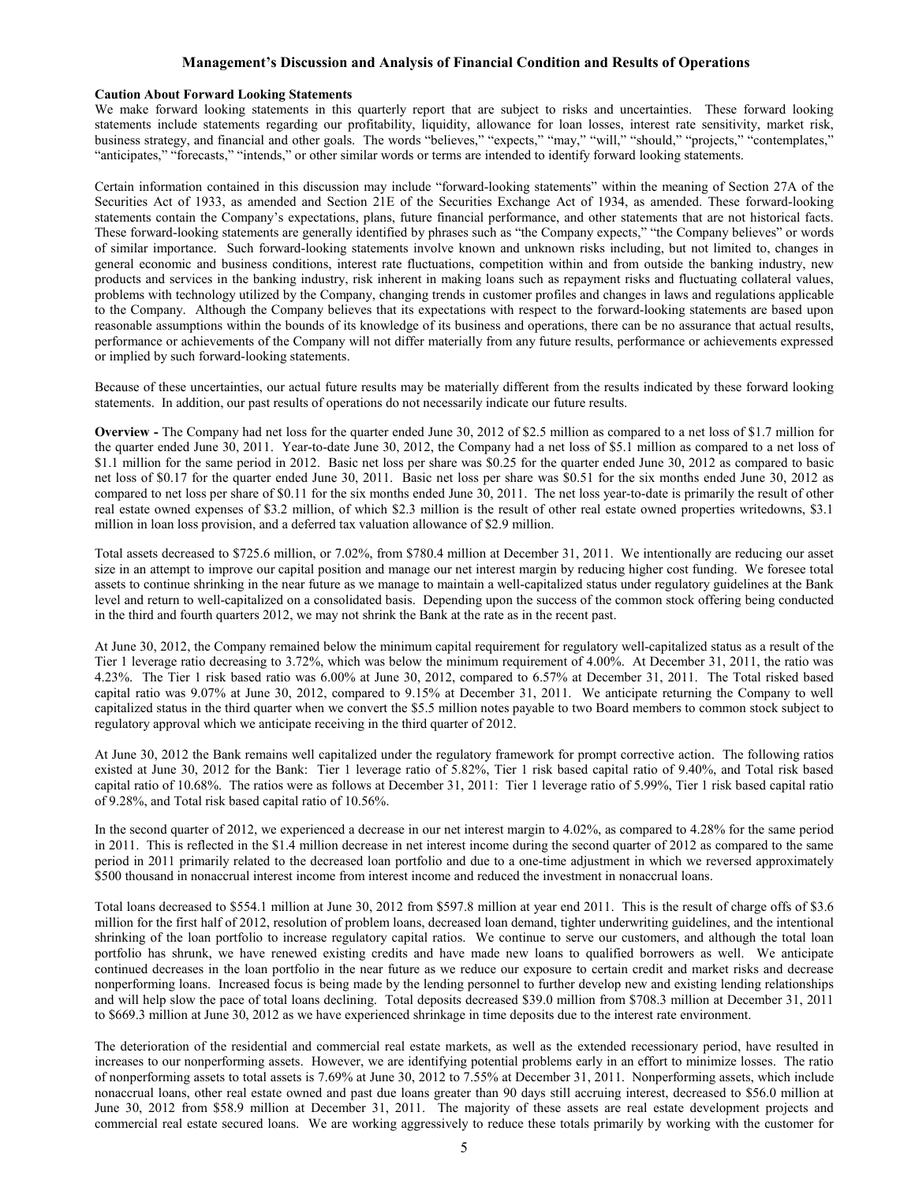## Management's Discussion and Analysis of Financial Condition and Results of Operations

**Caution About Forward Looking Statements**

We make forward looking statements in this quarterly report that are subject to risks and uncertainties. These forward looking statements include statements regarding our profitability, liquidity, allowance for loan losses, interest rate sensitivity, market risk, business strategy, and financial and other goals. The words "believes," "expects," "may," "will," "should," "projects," "contemplates," "anticipates," "forecasts," "intends," or other similar words or terms are intended to identify forward looking statements.

Certain information contained in this discussion may include "forward-looking statements" within the meaning of Section 27A of the Securities Act of 1933, as amended and Section 21E of the Securities Exchange Act of 1934, as amended. These forward-looking statements contain the Company's expectations, plans, future financial performance, and other statements that are not historical facts. These forward-looking statements are generally identified by phrases such as "the Company expects," "the Company believes" or words of similar importance. Such forward-looking statements involve known and unknown risks including, but not limited to, changes in general economic and business conditions, interest rate fluctuations, competition within and from outside the banking industry, new products and services in the banking industry, risk inherent in making loans such as repayment risks and fluctuating collateral values, problems with technology utilized by the Company, changing trends in customer profiles and changes in laws and regulations applicable to the Company. Although the Company believes that its expectations with respect to the forward-looking statements are based upon reasonable assumptions within the bounds of its knowledge of its business and operations, there can be no assurance that actual results, performance or achievements of the Company will not differ materially from any future results, performance or achievements expressed or implied by such forward-looking statements.

Because of these uncertainties, our actual future results may be materially different from the results indicated by these forward looking statements. In addition, our past results of operations do not necessarily indicate our future results.

**Overview -** The Company had net loss for the quarter ended June 30, 2012 of $2.5 million as compared to a net loss of $1.7 million for the quarter ended June 30, 2011. Year-to-date June 30, 2012, the Company had a net loss of $5.1 million as compared to a net loss of $1.1 million for the same period in 2012. Basic net loss per share was $0.25 for the quarter ended June 30, 2012 as compared to basic net loss of $0.17 for the quarter ended June 30, 2011. Basic net loss per share was $0.51 for the six months ended June 30, 2012 as compared to net loss per share of $0.11 for the six months ended June 30, 2011. The net loss year-to-date is primarily the result of other real estate owned expenses of $3.2 million, of which $2.3 million is the result of other real estate owned properties writedowns, $3.1 million in loan loss provision, and a deferred tax valuation allowance of $2.9 million.

Total assets decreased to $725.6 million, or 7.02%, from $780.4 million at December 31, 2011. We intentionally are reducing our asset size in an attempt to improve our capital position and manage our net interest margin by reducing higher cost funding. We foresee total assets to continue shrinking in the near future as we manage to maintain a well-capitalized status under regulatory guidelines at the Bank level and return to well-capitalized on a consolidated basis. Depending upon the success of the common stock offering being conducted in the third and fourth quarters 2012, we may not shrink the Bank at the rate as in the recent past.

At June 30, 2012, the Company remained below the minimum capital requirement for regulatory well-capitalized status as a result of the Tier 1 leverage ratio decreasing to 3.72%, which was below the minimum requirement of 4.00%. At December 31, 2011, the ratio was 4.23%. The Tier 1 risk based ratio was 6.00% at June 30, 2012, compared to 6.57% at December 31, 2011. The Total risked based capital ratio was 9.07% at June 30, 2012, compared to 9.15% at December 31, 2011. We anticipate returning the Company to well capitalized status in the third quarter when we convert the $5.5 million notes payable to two Board members to common stock subject to regulatory approval which we anticipate receiving in the third quarter of 2012.

At June 30, 2012 the Bank remains well capitalized under the regulatory framework for prompt corrective action. The following ratios existed at June 30, 2012 for the Bank: Tier 1 leverage ratio of 5.82%, Tier 1 risk based capital ratio of 9.40%, and Total risk based capital ratio of 10.68%. The ratios were as follows at December 31, 2011: Tier 1 leverage ratio of 5.99%, Tier 1 risk based capital ratio of 9.28%, and Total risk based capital ratio of 10.56%.

In the second quarter of 2012, we experienced a decrease in our net interest margin to 4.02%, as compared to 4.28% for the same period in 2011. This is reflected in the $1.4 million decrease in net interest income during the second quarter of 2012 as compared to the same period in 2011 primarily related to the decreased loan portfolio and due to a one-time adjustment in which we reversed approximately $500 thousand in nonaccrual interest income from interest income and reduced the investment in nonaccrual loans.

Total loans decreased to $554.1 million at June 30, 2012 from $597.8 million at year end 2011. This is the result of charge offs of $3.6 million for the first half of 2012, resolution of problem loans, decreased loan demand, tighter underwriting guidelines, and the intentional shrinking of the loan portfolio to increase regulatory capital ratios. We continue to serve our customers, and although the total loan portfolio has shrunk, we have renewed existing credits and have made new loans to qualified borrowers as well. We anticipate continued decreases in the loan portfolio in the near future as we reduce our exposure to certain credit and market risks and decrease nonperforming loans. Increased focus is being made by the lending personnel to further develop new and existing lending relationships and will help slow the pace of total loans declining. Total deposits decreased $39.0 million from $708.3 million at December 31, 2011 to $669.3 million at June 30, 2012 as we have experienced shrinkage in time deposits due to the interest rate environment.

The deterioration of the residential and commercial real estate markets, as well as the extended recessionary period, have resulted in increases to our nonperforming assets. However, we are identifying potential problems early in an effort to minimize losses. The ratio of nonperforming assets to total assets is 7.69% at June 30, 2012 to 7.55% at December 31, 2011. Nonperforming assets, which include nonaccrual loans, other real estate owned and past due loans greater than 90 days still accruing interest, decreased to $56.0 million at June 30, 2012 from $58.9 million at December 31, 2011. The majority of these assets are real estate development projects and commercial real estate secured loans. We are working aggressively to reduce these totals primarily by working with the customer for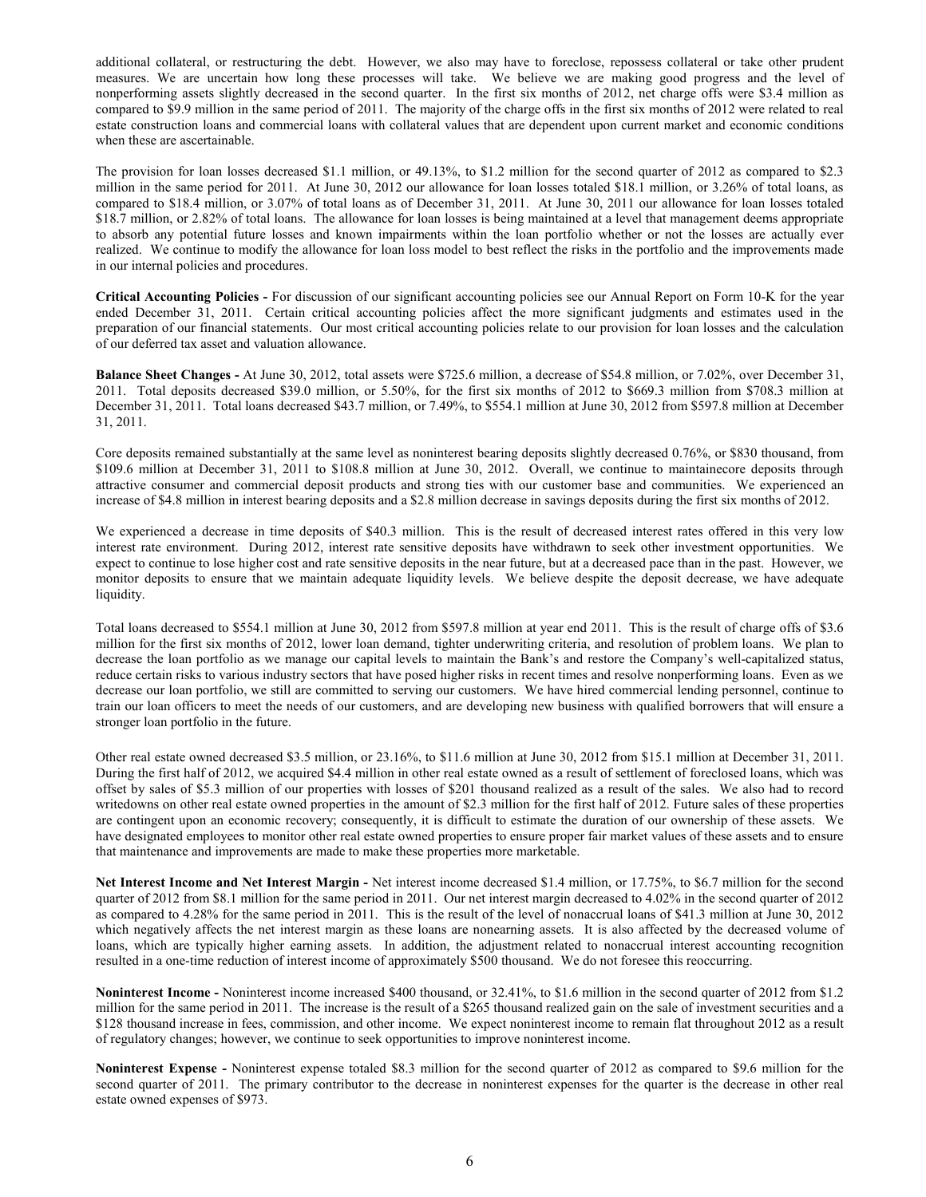additional collateral, or restructuring the debt. However, we also may have to foreclose, repossess collateral or take other prudent measures. We are uncertain how long these processes will take. We believe we are making good progress and the level of nonperforming assets slightly decreased in the second quarter. In the first six months of 2012, net charge offs were $3.4 million as compared to $9.9 million in the same period of 2011. The majority of the charge offs in the first six months of 2012 were related to real estate construction loans and commercial loans with collateral values that are dependent upon current market and economic conditions when these are ascertainable.

The provision for loan losses decreased $1.1 million, or 49.13%, to $1.2 million for the second quarter of 2012 as compared to $2.3 million in the same period for 2011. At June 30, 2012 our allowance for loan losses totaled $18.1 million, or 3.26% of total loans, as compared to $18.4 million, or 3.07% of total loans as of December 31, 2011. At June 30, 2011 our allowance for loan losses totaled $18.7 million, or 2.82% of total loans. The allowance for loan losses is being maintained at a level that management deems appropriate to absorb any potential future losses and known impairments within the loan portfolio whether or not the losses are actually ever realized. We continue to modify the allowance for loan loss model to best reflect the risks in the portfolio and the improvements made in our internal policies and procedures.

**Critical Accounting Policies -** For discussion of our significant accounting policies see our Annual Report on Form 10-K for the year ended December 31, 2011. Certain critical accounting policies affect the more significant judgments and estimates used in the preparation of our financial statements. Our most critical accounting policies relate to our provision for loan losses and the calculation of our deferred tax asset and valuation allowance.

**Balance Sheet Changes -** At June 30, 2012, total assets were $725.6 million, a decrease of $54.8 million, or 7.02%, over December 31, 2011. Total deposits decreased $39.0 million, or 5.50%, for the first six months of 2012 to $669.3 million from $708.3 million at December 31, 2011. Total loans decreased $43.7 million, or 7.49%, to $554.1 million at June 30, 2012 from $597.8 million at December 31, 2011.

Core deposits remained substantially at the same level as noninterest bearing deposits slightly decreased 0.76%, or $830 thousand, from $109.6 million at December 31, 2011 to $108.8 million at June 30, 2012. Overall, we continue to maintainecore deposits through attractive consumer and commercial deposit products and strong ties with our customer base and communities. We experienced an increase of $4.8 million in interest bearing deposits and a $2.8 million decrease in savings deposits during the first six months of 2012.

We experienced a decrease in time deposits of $40.3 million. This is the result of decreased interest rates offered in this very low interest rate environment. During 2012, interest rate sensitive deposits have withdrawn to seek other investment opportunities. We expect to continue to lose higher cost and rate sensitive deposits in the near future, but at a decreased pace than in the past. However, we monitor deposits to ensure that we maintain adequate liquidity levels. We believe despite the deposit decrease, we have adequate liquidity.

Total loans decreased to $554.1 million at June 30, 2012 from $597.8 million at year end 2011. This is the result of charge offs of $3.6 million for the first six months of 2012, lower loan demand, tighter underwriting criteria, and resolution of problem loans. We plan to decrease the loan portfolio as we manage our capital levels to maintain the Bank's and restore the Company's well-capitalized status, reduce certain risks to various industry sectors that have posed higher risks in recent times and resolve nonperforming loans. Even as we decrease our loan portfolio, we still are committed to serving our customers. We have hired commercial lending personnel, continue to train our loan officers to meet the needs of our customers, and are developing new business with qualified borrowers that will ensure a stronger loan portfolio in the future.

Other real estate owned decreased $3.5 million, or 23.16%, to $11.6 million at June 30, 2012 from $15.1 million at December 31, 2011. During the first half of 2012, we acquired $4.4 million in other real estate owned as a result of settlement of foreclosed loans, which was offset by sales of $5.3 million of our properties with losses of $201 thousand realized as a result of the sales. We also had to record writedowns on other real estate owned properties in the amount of $2.3 million for the first half of 2012. Future sales of these properties are contingent upon an economic recovery; consequently, it is difficult to estimate the duration of our ownership of these assets. We have designated employees to monitor other real estate owned properties to ensure proper fair market values of these assets and to ensure that maintenance and improvements are made to make these properties more marketable.

**Net Interest Income and Net Interest Margin -** Net interest income decreased $1.4 million, or 17.75%, to $6.7 million for the second quarter of 2012 from $8.1 million for the same period in 2011. Our net interest margin decreased to 4.02% in the second quarter of 2012 as compared to 4.28% for the same period in 2011. This is the result of the level of nonaccrual loans of $41.3 million at June 30, 2012 which negatively affects the net interest margin as these loans are nonearning assets. It is also affected by the decreased volume of loans, which are typically higher earning assets. In addition, the adjustment related to nonaccrual interest accounting recognition resulted in a one-time reduction of interest income of approximately $500 thousand. We do not foresee this reoccurring.

**Noninterest Income -** Noninterest income increased $400 thousand, or 32.41%, to $1.6 million in the second quarter of 2012 from $1.2 million for the same period in 2011. The increase is the result of a $265 thousand realized gain on the sale of investment securities and a $128 thousand increase in fees, commission, and other income. We expect noninterest income to remain flat throughout 2012 as a result of regulatory changes; however, we continue to seek opportunities to improve noninterest income.

**Noninterest Expense -** Noninterest expense totaled $8.3 million for the second quarter of 2012 as compared to $9.6 million for the second quarter of 2011. The primary contributor to the decrease in noninterest expenses for the quarter is the decrease in other real estate owned expenses of $973.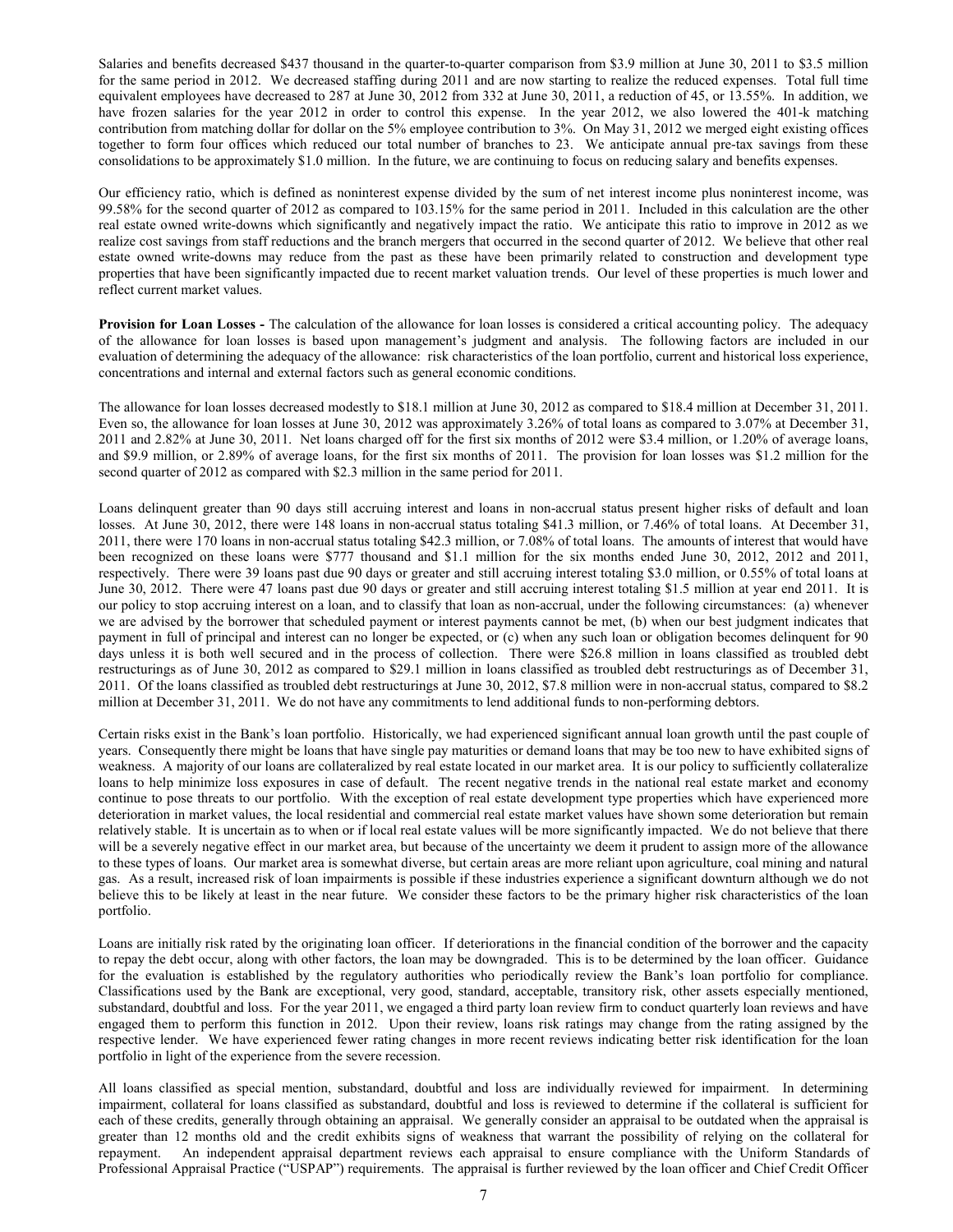Salaries and benefits decreased $437 thousand in the quarter-to-quarter comparison from $3.9 million at June 30, 2011 to $3.5 million for the same period in 2012. We decreased staffing during 2011 and are now starting to realize the reduced expenses. Total full time equivalent employees have decreased to 287 at June 30, 2012 from 332 at June 30, 2011, a reduction of 45, or 13.55%. In addition, we have frozen salaries for the year 2012 in order to control this expense. In the year 2012, we also lowered the 401-k matching contribution from matching dollar for dollar on the 5% employee contribution to 3%. On May 31, 2012 we merged eight existing offices together to form four offices which reduced our total number of branches to 23. We anticipate annual pre-tax savings from these consolidations to be approximately $1.0 million. In the future, we are continuing to focus on reducing salary and benefits expenses.

Our efficiency ratio, which is defined as noninterest expense divided by the sum of net interest income plus noninterest income, was 99.58% for the second quarter of 2012 as compared to 103.15% for the same period in 2011. Included in this calculation are the other real estate owned write-downs which significantly and negatively impact the ratio. We anticipate this ratio to improve in 2012 as we realize cost savings from staff reductions and the branch mergers that occurred in the second quarter of 2012. We believe that other real estate owned write-downs may reduce from the past as these have been primarily related to construction and development type properties that have been significantly impacted due to recent market valuation trends. Our level of these properties is much lower and reflect current market values.

**Provision for Loan Losses -** The calculation of the allowance for loan losses is considered a critical accounting policy. The adequacy of the allowance for loan losses is based upon management's judgment and analysis. The following factors are included in our evaluation of determining the adequacy of the allowance: risk characteristics of the loan portfolio, current and historical loss experience, concentrations and internal and external factors such as general economic conditions.

The allowance for loan losses decreased modestly to $18.1 million at June 30, 2012 as compared to $18.4 million at December 31, 2011. Even so, the allowance for loan losses at June 30, 2012 was approximately 3.26% of total loans as compared to 3.07% at December 31, 2011 and 2.82% at June 30, 2011. Net loans charged off for the first six months of 2012 were $3.4 million, or 1.20% of average loans, and $9.9 million, or 2.89% of average loans, for the first six months of 2011. The provision for loan losses was $1.2 million for the second quarter of 2012 as compared with $2.3 million in the same period for 2011.

Loans delinquent greater than 90 days still accruing interest and loans in non-accrual status present higher risks of default and loan losses. At June 30, 2012, there were 148 loans in non-accrual status totaling $41.3 million, or 7.46% of total loans. At December 31, 2011, there were 170 loans in non-accrual status totaling $42.3 million, or 7.08% of total loans. The amounts of interest that would have been recognized on these loans were $777 thousand and $1.1 million for the six months ended June 30, 2012, 2012 and 2011, respectively. There were 39 loans past due 90 days or greater and still accruing interest totaling $3.0 million, or 0.55% of total loans at June 30, 2012. There were 47 loans past due 90 days or greater and still accruing interest totaling $1.5 million at year end 2011. It is our policy to stop accruing interest on a loan, and to classify that loan as non-accrual, under the following circumstances: (a) whenever we are advised by the borrower that scheduled payment or interest payments cannot be met, (b) when our best judgment indicates that payment in full of principal and interest can no longer be expected, or (c) when any such loan or obligation becomes delinquent for 90 days unless it is both well secured and in the process of collection. There were $26.8 million in loans classified as troubled debt restructurings as of June 30, 2012 as compared to $29.1 million in loans classified as troubled debt restructurings as of December 31, 2011. Of the loans classified as troubled debt restructurings at June 30, 2012, $7.8 million were in non-accrual status, compared to $8.2 million at December 31, 2011. We do not have any commitments to lend additional funds to non-performing debtors.

Certain risks exist in the Bank's loan portfolio. Historically, we had experienced significant annual loan growth until the past couple of years. Consequently there might be loans that have single pay maturities or demand loans that may be too new to have exhibited signs of weakness. A majority of our loans are collateralized by real estate located in our market area. It is our policy to sufficiently collateralize loans to help minimize loss exposures in case of default. The recent negative trends in the national real estate market and economy continue to pose threats to our portfolio. With the exception of real estate development type properties which have experienced more deterioration in market values, the local residential and commercial real estate market values have shown some deterioration but remain relatively stable. It is uncertain as to when or if local real estate values will be more significantly impacted. We do not believe that there will be a severely negative effect in our market area, but because of the uncertainty we deem it prudent to assign more of the allowance to these types of loans. Our market area is somewhat diverse, but certain areas are more reliant upon agriculture, coal mining and natural gas. As a result, increased risk of loan impairments is possible if these industries experience a significant downturn although we do not believe this to be likely at least in the near future. We consider these factors to be the primary higher risk characteristics of the loan portfolio.

Loans are initially risk rated by the originating loan officer. If deteriorations in the financial condition of the borrower and the capacity to repay the debt occur, along with other factors, the loan may be downgraded. This is to be determined by the loan officer. Guidance for the evaluation is established by the regulatory authorities who periodically review the Bank's loan portfolio for compliance. Classifications used by the Bank are exceptional, very good, standard, acceptable, transitory risk, other assets especially mentioned, substandard, doubtful and loss. For the year 2011, we engaged a third party loan review firm to conduct quarterly loan reviews and have engaged them to perform this function in 2012. Upon their review, loans risk ratings may change from the rating assigned by the respective lender. We have experienced fewer rating changes in more recent reviews indicating better risk identification for the loan portfolio in light of the experience from the severe recession.

All loans classified as special mention, substandard, doubtful and loss are individually reviewed for impairment. In determining impairment, collateral for loans classified as substandard, doubtful and loss is reviewed to determine if the collateral is sufficient for each of these credits, generally through obtaining an appraisal. We generally consider an appraisal to be outdated when the appraisal is greater than 12 months old and the credit exhibits signs of weakness that warrant the possibility of relying on the collateral for repayment. An independent appraisal department reviews each appraisal to ensure compliance with the Uniform Standards of Professional Appraisal Practice ("USPAP") requirements. The appraisal is further reviewed by the loan officer and Chief Credit Officer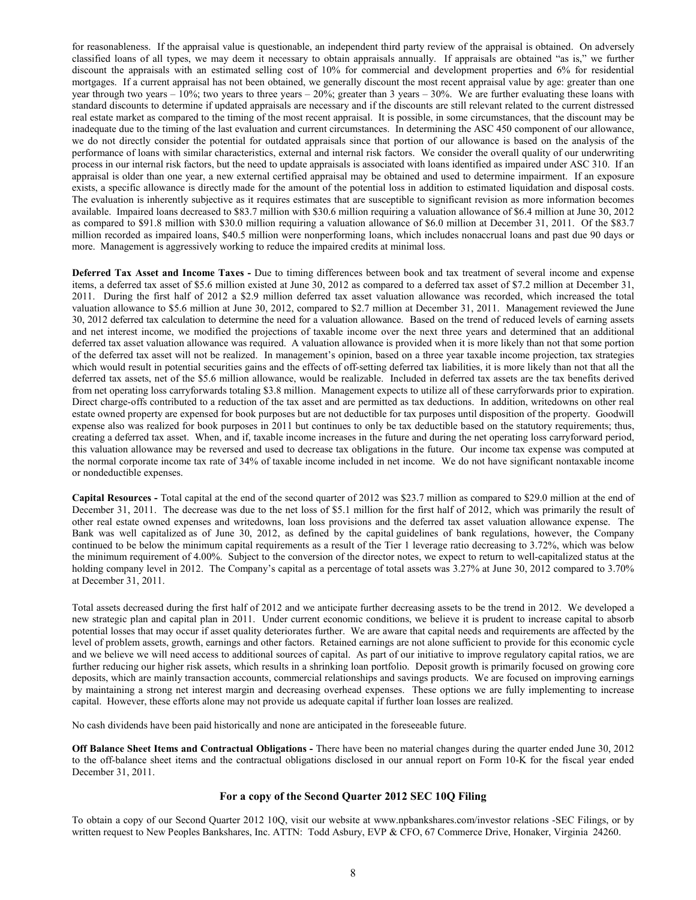for reasonableness. If the appraisal value is questionable, an independent third party review of the appraisal is obtained. On adversely classified loans of all types, we may deem it necessary to obtain appraisals annually. If appraisals are obtained "as is," we further discount the appraisals with an estimated selling cost of 10% for commercial and development properties and 6% for residential mortgages. If a current appraisal has not been obtained, we generally discount the most recent appraisal value by age: greater than one year through two years – 10%; two years to three years – 20%; greater than 3 years – 30%. We are further evaluating these loans with standard discounts to determine if updated appraisals are necessary and if the discounts are still relevant related to the current distressed real estate market as compared to the timing of the most recent appraisal. It is possible, in some circumstances, that the discount may be inadequate due to the timing of the last evaluation and current circumstances. In determining the ASC 450 component of our allowance, we do not directly consider the potential for outdated appraisals since that portion of our allowance is based on the analysis of the performance of loans with similar characteristics, external and internal risk factors. We consider the overall quality of our underwriting process in our internal risk factors, but the need to update appraisals is associated with loans identified as impaired under ASC 310. If an appraisal is older than one year, a new external certified appraisal may be obtained and used to determine impairment. If an exposure exists, a specific allowance is directly made for the amount of the potential loss in addition to estimated liquidation and disposal costs. The evaluation is inherently subjective as it requires estimates that are susceptible to significant revision as more information becomes available. Impaired loans decreased to $83.7 million with $30.6 million requiring a valuation allowance of $6.4 million at June 30, 2012 as compared to $91.8 million with $30.0 million requiring a valuation allowance of $6.0 million at December 31, 2011. Of the $83.7 million recorded as impaired loans, $40.5 million were nonperforming loans, which includes nonaccrual loans and past due 90 days or more. Management is aggressively working to reduce the impaired credits at minimal loss.

**Deferred Tax Asset and Income Taxes -** Due to timing differences between book and tax treatment of several income and expense items, a deferred tax asset of $5.6 million existed at June 30, 2012 as compared to a deferred tax asset of $7.2 million at December 31, 2011. During the first half of 2012 a $2.9 million deferred tax asset valuation allowance was recorded, which increased the total valuation allowance to $5.6 million at June 30, 2012, compared to $2.7 million at December 31, 2011. Management reviewed the June 30, 2012 deferred tax calculation to determine the need for a valuation allowance. Based on the trend of reduced levels of earning assets and net interest income, we modified the projections of taxable income over the next three years and determined that an additional deferred tax asset valuation allowance was required. A valuation allowance is provided when it is more likely than not that some portion of the deferred tax asset will not be realized. In management's opinion, based on a three year taxable income projection, tax strategies which would result in potential securities gains and the effects of off-setting deferred tax liabilities, it is more likely than not that all the deferred tax assets, net of the $5.6 million allowance, would be realizable. Included in deferred tax assets are the tax benefits derived from net operating loss carryforwards totaling $3.8 million. Management expects to utilize all of these carryforwards prior to expiration. Direct charge-offs contributed to a reduction of the tax asset and are permitted as tax deductions. In addition, writedowns on other real estate owned property are expensed for book purposes but are not deductible for tax purposes until disposition of the property. Goodwill expense also was realized for book purposes in 2011 but continues to only be tax deductible based on the statutory requirements; thus, creating a deferred tax asset. When, and if, taxable income increases in the future and during the net operating loss carryforward period, this valuation allowance may be reversed and used to decrease tax obligations in the future. Our income tax expense was computed at the normal corporate income tax rate of 34% of taxable income included in net income. We do not have significant nontaxable income or nondeductible expenses.

**Capital Resources -** Total capital at the end of the second quarter of 2012 was $23.7 million as compared to $29.0 million at the end of December 31, 2011. The decrease was due to the net loss of $5.1 million for the first half of 2012, which was primarily the result of other real estate owned expenses and writedowns, loan loss provisions and the deferred tax asset valuation allowance expense. The Bank was well capitalized as of June 30, 2012, as defined by the capital guidelines of bank regulations, however, the Company continued to be below the minimum capital requirements as a result of the Tier 1 leverage ratio decreasing to 3.72%, which was below the minimum requirement of 4.00%. Subject to the conversion of the director notes, we expect to return to well-capitalized status at the holding company level in 2012. The Company's capital as a percentage of total assets was 3.27% at June 30, 2012 compared to 3.70% at December 31, 2011.

Total assets decreased during the first half of 2012 and we anticipate further decreasing assets to be the trend in 2012. We developed a new strategic plan and capital plan in 2011. Under current economic conditions, we believe it is prudent to increase capital to absorb potential losses that may occur if asset quality deteriorates further. We are aware that capital needs and requirements are affected by the level of problem assets, growth, earnings and other factors. Retained earnings are not alone sufficient to provide for this economic cycle and we believe we will need access to additional sources of capital. As part of our initiative to improve regulatory capital ratios, we are further reducing our higher risk assets, which results in a shrinking loan portfolio. Deposit growth is primarily focused on growing core deposits, which are mainly transaction accounts, commercial relationships and savings products. We are focused on improving earnings by maintaining a strong net interest margin and decreasing overhead expenses. These options we are fully implementing to increase capital. However, these efforts alone may not provide us adequate capital if further loan losses are realized.

No cash dividends have been paid historically and none are anticipated in the foreseeable future.

**Off Balance Sheet Items and Contractual Obligations -** There have been no material changes during the quarter ended June 30, 2012 to the off-balance sheet items and the contractual obligations disclosed in our annual report on Form 10-K for the fiscal year ended December 31, 2011.

## For a copy of the Second Quarter 2012 SEC 10Q Filing

To obtain a copy of our Second Quarter 2012 10Q, visit our website at www.npbankshares.com/investor relations -SEC Filings, or by written request to New Peoples Bankshares, Inc. ATTN: Todd Asbury, EVP & CFO, 67 Commerce Drive, Honaker, Virginia 24260.